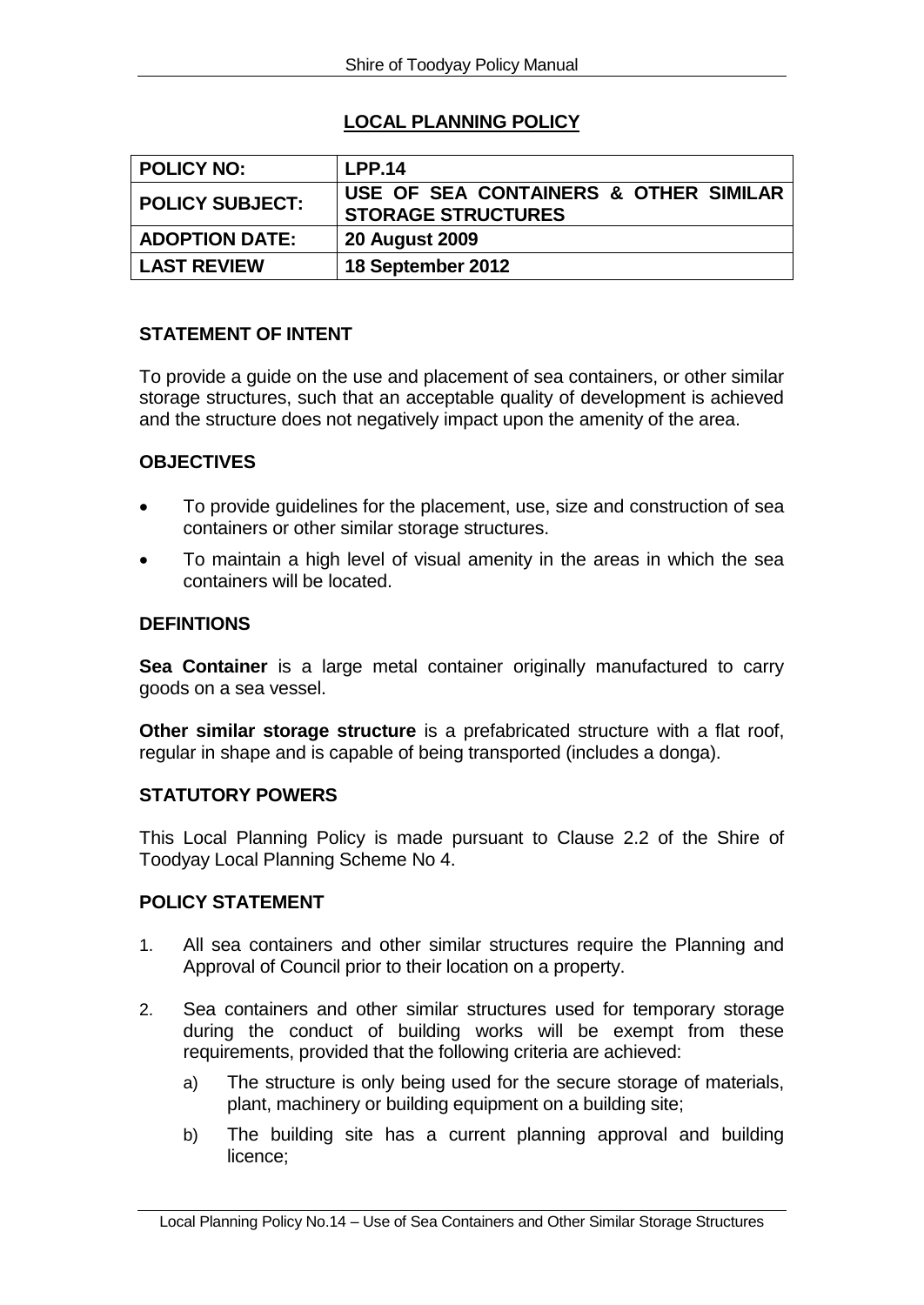# LOCAL PLANNING POLICY

| POLICY NO: | LPP.14 |
|---|---|
| POLICY SUBJECT: | USE OF SEA CONTAINERS & OTHER SIMILAR STORAGE STRUCTURES |
| ADOPTION DATE: | 20 August 2009 |
| LAST REVIEW | 18 September 2012 |

## STATEMENT OF INTENT

To provide a guide on the use and placement of sea containers, or other similar storage structures, such that an acceptable quality of development is achieved and the structure does not negatively impact upon the amenity of the area.

## OBJECTIVES

- To provide guidelines for the placement, use, size and construction of sea containers or other similar storage structures.
- To maintain a high level of visual amenity in the areas in which the sea containers will be located.

## DEFINTIONS

**Sea Container** is a large metal container originally manufactured to carry goods on a sea vessel.

**Other similar storage structure** is a prefabricated structure with a flat roof, regular in shape and is capable of being transported (includes a donga).

## STATUTORY POWERS

This Local Planning Policy is made pursuant to Clause 2.2 of the Shire of Toodyay Local Planning Scheme No 4.

## POLICY STATEMENT

1. All sea containers and other similar structures require the Planning and Approval of Council prior to their location on a property.

2. Sea containers and other similar structures used for temporary storage during the conduct of building works will be exempt from these requirements, provided that the following criteria are achieved:

   a) The structure is only being used for the secure storage of materials, plant, machinery or building equipment on a building site;

   b) The building site has a current planning approval and building licence;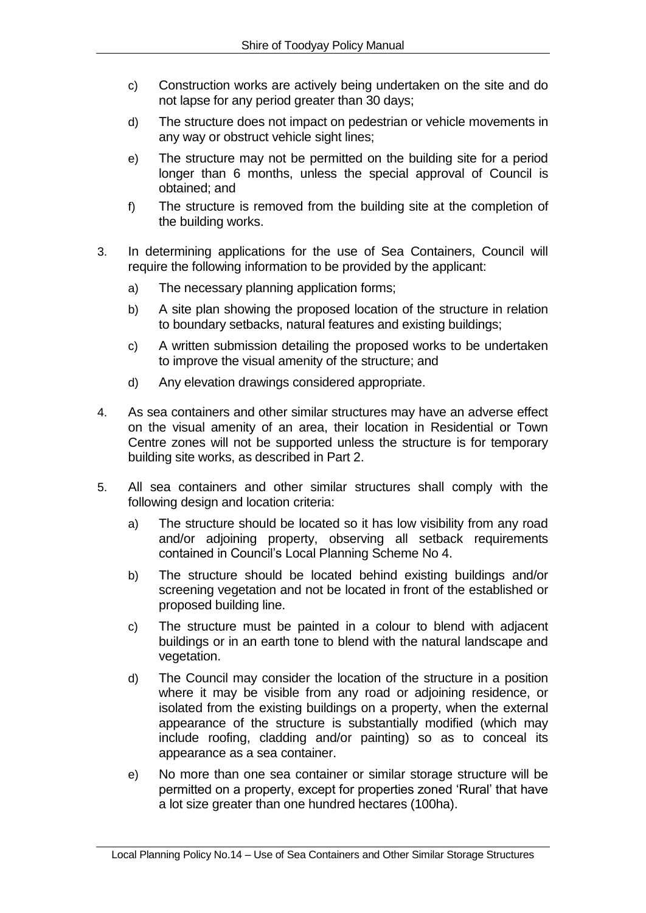c) Construction works are actively being undertaken on the site and do not lapse for any period greater than 30 days;

d) The structure does not impact on pedestrian or vehicle movements in any way or obstruct vehicle sight lines;

e) The structure may not be permitted on the building site for a period longer than 6 months, unless the special approval of Council is obtained; and

f) The structure is removed from the building site at the completion of the building works.

3. In determining applications for the use of Sea Containers, Council will require the following information to be provided by the applicant:

   a) The necessary planning application forms;

   b) A site plan showing the proposed location of the structure in relation to boundary setbacks, natural features and existing buildings;

   c) A written submission detailing the proposed works to be undertaken to improve the visual amenity of the structure; and

   d) Any elevation drawings considered appropriate.

4. As sea containers and other similar structures may have an adverse effect on the visual amenity of an area, their location in Residential or Town Centre zones will not be supported unless the structure is for temporary building site works, as described in Part 2.

5. All sea containers and other similar structures shall comply with the following design and location criteria:

   a) The structure should be located so it has low visibility from any road and/or adjoining property, observing all setback requirements contained in Council's Local Planning Scheme No 4.

   b) The structure should be located behind existing buildings and/or screening vegetation and not be located in front of the established or proposed building line.

   c) The structure must be painted in a colour to blend with adjacent buildings or in an earth tone to blend with the natural landscape and vegetation.

   d) The Council may consider the location of the structure in a position where it may be visible from any road or adjoining residence, or isolated from the existing buildings on a property, when the external appearance of the structure is substantially modified (which may include roofing, cladding and/or painting) so as to conceal its appearance as a sea container.

   e) No more than one sea container or similar storage structure will be permitted on a property, except for properties zoned 'Rural' that have a lot size greater than one hundred hectares (100ha).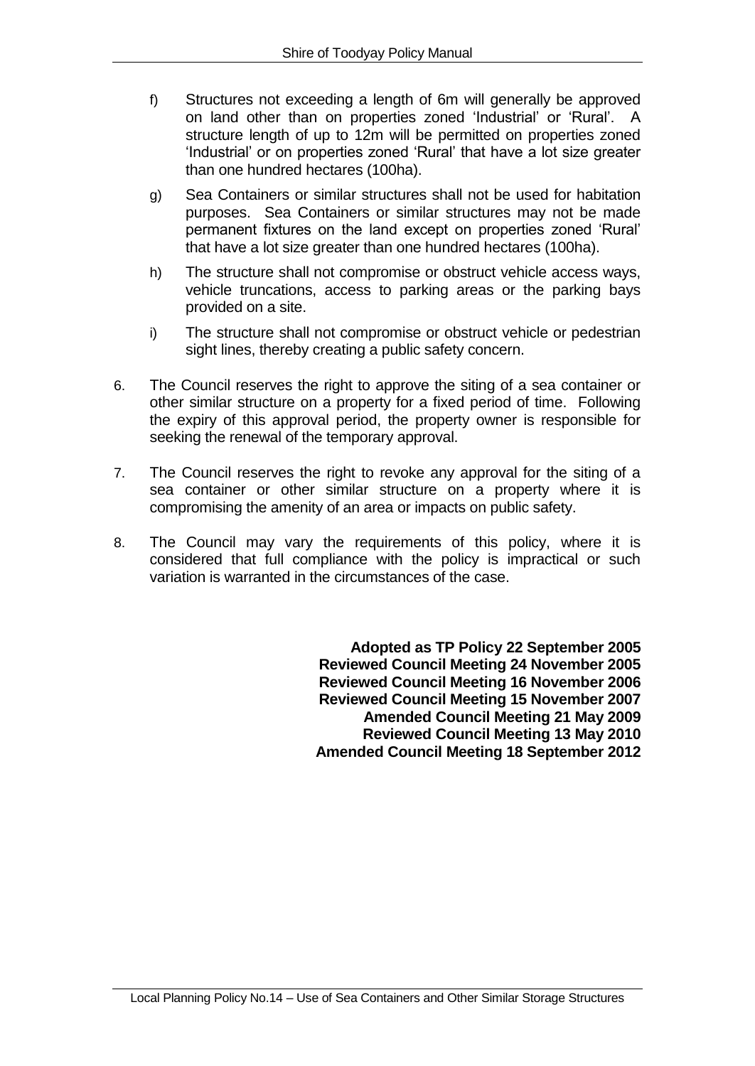f) Structures not exceeding a length of 6m will generally be approved on land other than on properties zoned 'Industrial' or 'Rural'. A structure length of up to 12m will be permitted on properties zoned 'Industrial' or on properties zoned 'Rural' that have a lot size greater than one hundred hectares (100ha).

g) Sea Containers or similar structures shall not be used for habitation purposes. Sea Containers or similar structures may not be made permanent fixtures on the land except on properties zoned 'Rural' that have a lot size greater than one hundred hectares (100ha).

h) The structure shall not compromise or obstruct vehicle access ways, vehicle truncations, access to parking areas or the parking bays provided on a site.

i) The structure shall not compromise or obstruct vehicle or pedestrian sight lines, thereby creating a public safety concern.

6. The Council reserves the right to approve the siting of a sea container or other similar structure on a property for a fixed period of time. Following the expiry of this approval period, the property owner is responsible for seeking the renewal of the temporary approval.

7. The Council reserves the right to revoke any approval for the siting of a sea container or other similar structure on a property where it is compromising the amenity of an area or impacts on public safety.

8. The Council may vary the requirements of this policy, where it is considered that full compliance with the policy is impractical or such variation is warranted in the circumstances of the case.

**Adopted as TP Policy 22 September 2005**
**Reviewed Council Meeting 24 November 2005**
**Reviewed Council Meeting 16 November 2006**
**Reviewed Council Meeting 15 November 2007**
**Amended Council Meeting 21 May 2009**
**Reviewed Council Meeting 13 May 2010**
**Amended Council Meeting 18 September 2012**